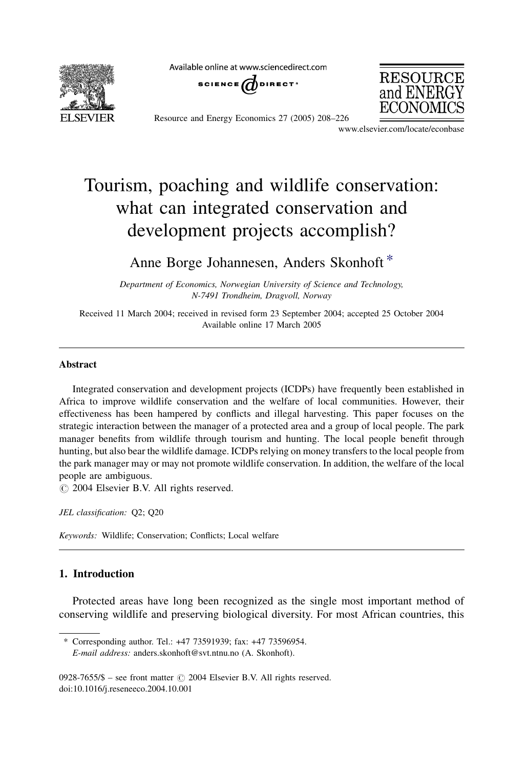# Tourism, poaching and wildlife conservation: what can integrated conservation and development projects accomplish?

Anne Borge Johannesen, Anders Skonhoft *

*Department of Economics, Norwegian University of Science and Technology, N-7491 Trondheim, Dragvoll, Norway*

Received 11 March 2004; received in revised form 23 September 2004; accepted 25 October 2004
Available online 17 March 2005

---

## Abstract

Integrated conservation and development projects (ICDPs) have frequently been established in Africa to improve wildlife conservation and the welfare of local communities. However, their effectiveness has been hampered by conflicts and illegal harvesting. This paper focuses on the strategic interaction between the manager of a protected area and a group of local people. The park manager benefits from wildlife through tourism and hunting. The local people benefit through hunting, but also bear the wildlife damage. ICDPs relying on money transfers to the local people from the park manager may or may not promote wildlife conservation. In addition, the welfare of the local people are ambiguous.

© 2004 Elsevier B.V. All rights reserved.

*JEL classification:* Q2; Q20

*Keywords:* Wildlife; Conservation; Conflicts; Local welfare

---

## 1. Introduction

Protected areas have long been recognized as the single most important method of conserving wildlife and preserving biological diversity. For most African countries, this

---

\* Corresponding author. Tel.: +47 73591939; fax: +47 73596954.
*E-mail address:* anders.skonhoft@svt.ntnu.no (A. Skonhoft).

0928-7655/$ – see front matter © 2004 Elsevier B.V. All rights reserved.
doi:10.1016/j.reseneeco.2004.10.001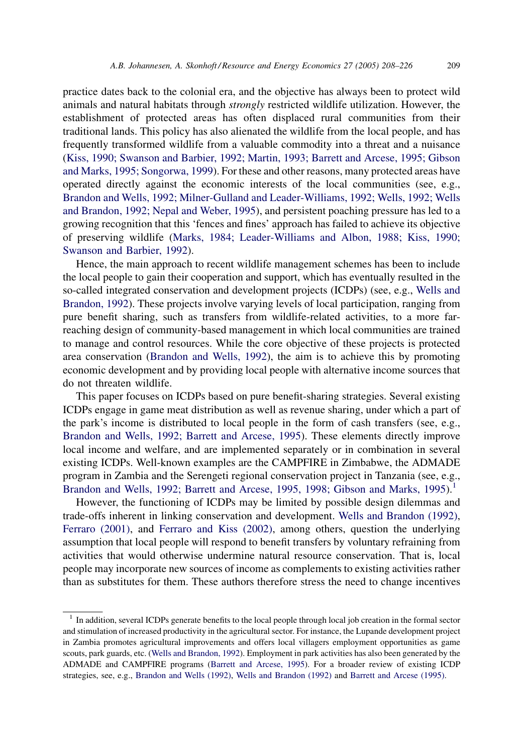practice dates back to the colonial era, and the objective has always been to protect wild animals and natural habitats through *strongly* restricted wildlife utilization. However, the establishment of protected areas has often displaced rural communities from their traditional lands. This policy has also alienated the wildlife from the local people, and has frequently transformed wildlife from a valuable commodity into a threat and a nuisance (Kiss, 1990; Swanson and Barbier, 1992; Martin, 1993; Barrett and Arcese, 1995; Gibson and Marks, 1995; Songorwa, 1999). For these and other reasons, many protected areas have operated directly against the economic interests of the local communities (see, e.g., Brandon and Wells, 1992; Milner-Gulland and Leader-Williams, 1992; Wells, 1992; Wells and Brandon, 1992; Nepal and Weber, 1995), and persistent poaching pressure has led to a growing recognition that this 'fences and fines' approach has failed to achieve its objective of preserving wildlife (Marks, 1984; Leader-Williams and Albon, 1988; Kiss, 1990; Swanson and Barbier, 1992).

Hence, the main approach to recent wildlife management schemes has been to include the local people to gain their cooperation and support, which has eventually resulted in the so-called integrated conservation and development projects (ICDPs) (see, e.g., Wells and Brandon, 1992). These projects involve varying levels of local participation, ranging from pure benefit sharing, such as transfers from wildlife-related activities, to a more far-reaching design of community-based management in which local communities are trained to manage and control resources. While the core objective of these projects is protected area conservation (Brandon and Wells, 1992), the aim is to achieve this by promoting economic development and by providing local people with alternative income sources that do not threaten wildlife.

This paper focuses on ICDPs based on pure benefit-sharing strategies. Several existing ICDPs engage in game meat distribution as well as revenue sharing, under which a part of the park's income is distributed to local people in the form of cash transfers (see, e.g., Brandon and Wells, 1992; Barrett and Arcese, 1995). These elements directly improve local income and welfare, and are implemented separately or in combination in several existing ICDPs. Well-known examples are the CAMPFIRE in Zimbabwe, the ADMADE program in Zambia and the Serengeti regional conservation project in Tanzania (see, e.g., Brandon and Wells, 1992; Barrett and Arcese, 1995, 1998; Gibson and Marks, 1995).[1]

However, the functioning of ICDPs may be limited by possible design dilemmas and trade-offs inherent in linking conservation and development. Wells and Brandon (1992), Ferraro (2001), and Ferraro and Kiss (2002), among others, question the underlying assumption that local people will respond to benefit transfers by voluntary refraining from activities that would otherwise undermine natural resource conservation. That is, local people may incorporate new sources of income as complements to existing activities rather than as substitutes for them. These authors therefore stress the need to change incentives

[1] In addition, several ICDPs generate benefits to the local people through local job creation in the formal sector and stimulation of increased productivity in the agricultural sector. For instance, the Lupande development project in Zambia promotes agricultural improvements and offers local villagers employment opportunities as game scouts, park guards, etc. (Wells and Brandon, 1992). Employment in park activities has also been generated by the ADMADE and CAMPFIRE programs (Barrett and Arcese, 1995). For a broader review of existing ICDP strategies, see, e.g., Brandon and Wells (1992), Wells and Brandon (1992) and Barrett and Arcese (1995).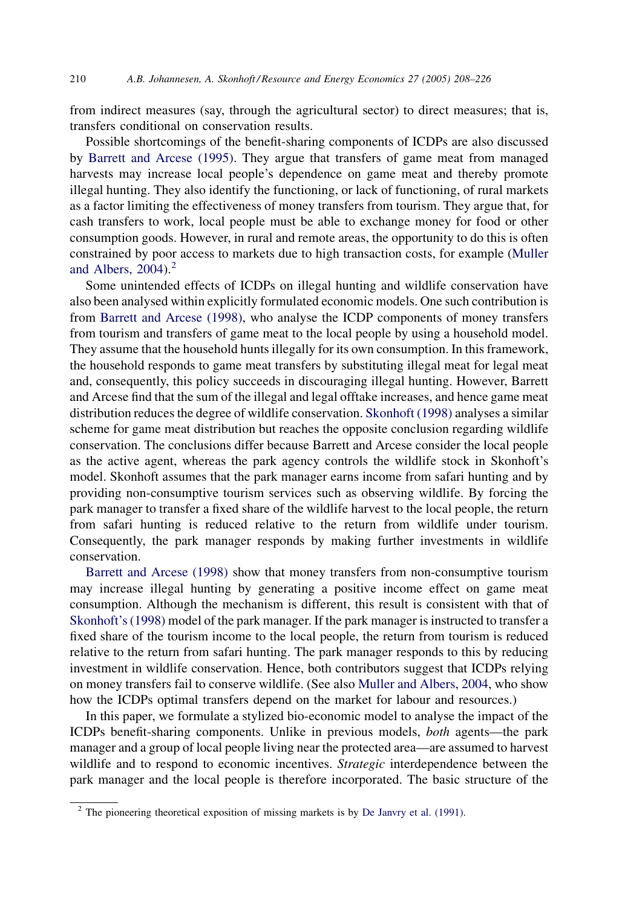from indirect measures (say, through the agricultural sector) to direct measures; that is, transfers conditional on conservation results.

Possible shortcomings of the benefit-sharing components of ICDPs are also discussed by Barrett and Arcese (1995). They argue that transfers of game meat from managed harvests may increase local people's dependence on game meat and thereby promote illegal hunting. They also identify the functioning, or lack of functioning, of rural markets as a factor limiting the effectiveness of money transfers from tourism. They argue that, for cash transfers to work, local people must be able to exchange money for food or other consumption goods. However, in rural and remote areas, the opportunity to do this is often constrained by poor access to markets due to high transaction costs, for example (Muller and Albers, 2004).[2]

Some unintended effects of ICDPs on illegal hunting and wildlife conservation have also been analysed within explicitly formulated economic models. One such contribution is from Barrett and Arcese (1998), who analyse the ICDP components of money transfers from tourism and transfers of game meat to the local people by using a household model. They assume that the household hunts illegally for its own consumption. In this framework, the household responds to game meat transfers by substituting illegal meat for legal meat and, consequently, this policy succeeds in discouraging illegal hunting. However, Barrett and Arcese find that the sum of the illegal and legal offtake increases, and hence game meat distribution reduces the degree of wildlife conservation. Skonhoft (1998) analyses a similar scheme for game meat distribution but reaches the opposite conclusion regarding wildlife conservation. The conclusions differ because Barrett and Arcese consider the local people as the active agent, whereas the park agency controls the wildlife stock in Skonhoft's model. Skonhoft assumes that the park manager earns income from safari hunting and by providing non-consumptive tourism services such as observing wildlife. By forcing the park manager to transfer a fixed share of the wildlife harvest to the local people, the return from safari hunting is reduced relative to the return from wildlife under tourism. Consequently, the park manager responds by making further investments in wildlife conservation.

Barrett and Arcese (1998) show that money transfers from non-consumptive tourism may increase illegal hunting by generating a positive income effect on game meat consumption. Although the mechanism is different, this result is consistent with that of Skonhoft's (1998) model of the park manager. If the park manager is instructed to transfer a fixed share of the tourism income to the local people, the return from tourism is reduced relative to the return from safari hunting. The park manager responds to this by reducing investment in wildlife conservation. Hence, both contributors suggest that ICDPs relying on money transfers fail to conserve wildlife. (See also Muller and Albers, 2004, who show how the ICDPs optimal transfers depend on the market for labour and resources.)

In this paper, we formulate a stylized bio-economic model to analyse the impact of the ICDPs benefit-sharing components. Unlike in previous models, *both* agents—the park manager and a group of local people living near the protected area—are assumed to harvest wildlife and to respond to economic incentives. *Strategic* interdependence between the park manager and the local people is therefore incorporated. The basic structure of the

[2] The pioneering theoretical exposition of missing markets is by De Janvry et al. (1991).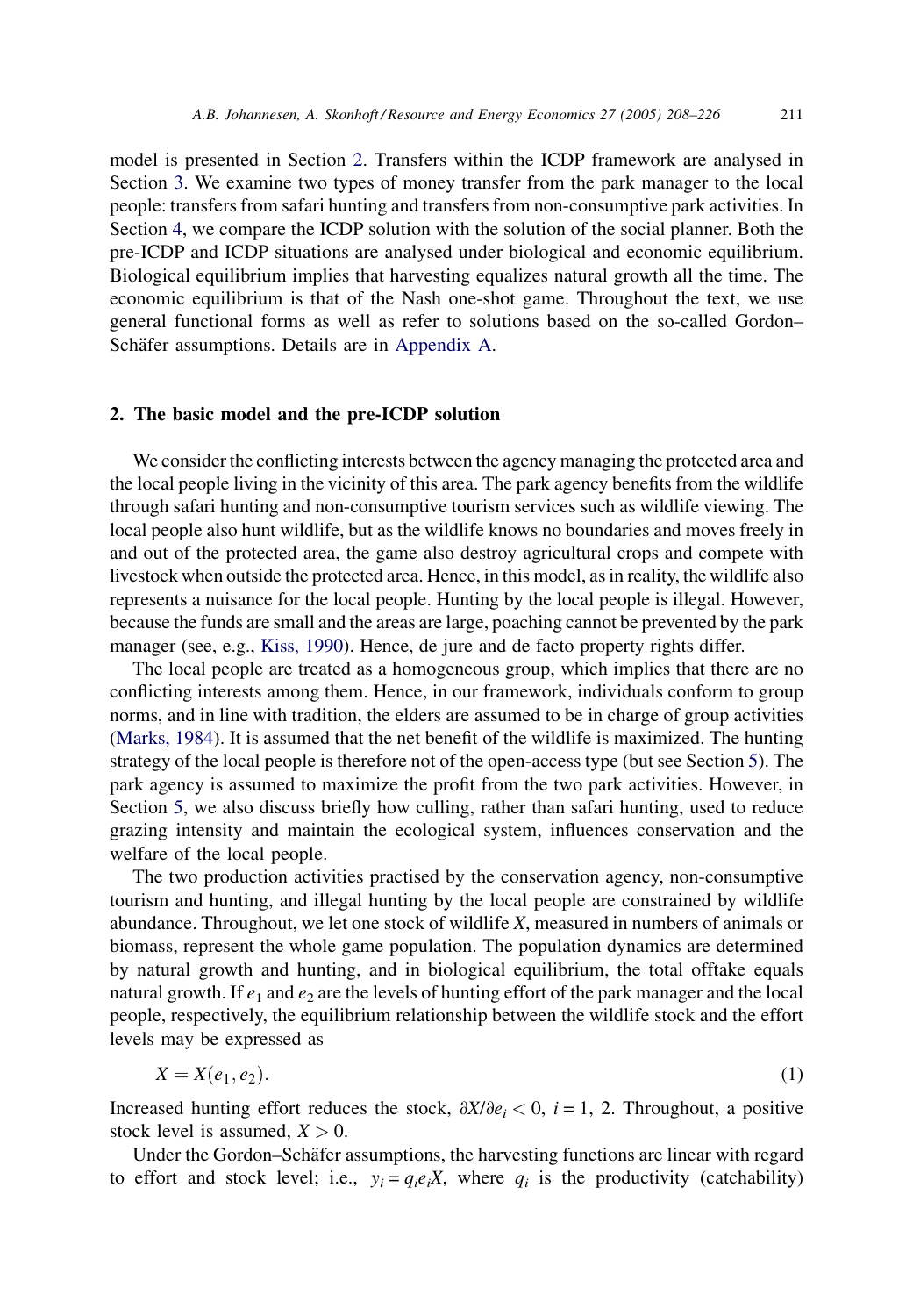model is presented in Section 2. Transfers within the ICDP framework are analysed in Section 3. We examine two types of money transfer from the park manager to the local people: transfers from safari hunting and transfers from non-consumptive park activities. In Section 4, we compare the ICDP solution with the solution of the social planner. Both the pre-ICDP and ICDP situations are analysed under biological and economic equilibrium. Biological equilibrium implies that harvesting equalizes natural growth all the time. The economic equilibrium is that of the Nash one-shot game. Throughout the text, we use general functional forms as well as refer to solutions based on the so-called Gordon–Schäfer assumptions. Details are in Appendix A.

## 2. The basic model and the pre-ICDP solution

We consider the conflicting interests between the agency managing the protected area and the local people living in the vicinity of this area. The park agency benefits from the wildlife through safari hunting and non-consumptive tourism services such as wildlife viewing. The local people also hunt wildlife, but as the wildlife knows no boundaries and moves freely in and out of the protected area, the game also destroy agricultural crops and compete with livestock when outside the protected area. Hence, in this model, as in reality, the wildlife also represents a nuisance for the local people. Hunting by the local people is illegal. However, because the funds are small and the areas are large, poaching cannot be prevented by the park manager (see, e.g., Kiss, 1990). Hence, de jure and de facto property rights differ.

The local people are treated as a homogeneous group, which implies that there are no conflicting interests among them. Hence, in our framework, individuals conform to group norms, and in line with tradition, the elders are assumed to be in charge of group activities (Marks, 1984). It is assumed that the net benefit of the wildlife is maximized. The hunting strategy of the local people is therefore not of the open-access type (but see Section 5). The park agency is assumed to maximize the profit from the two park activities. However, in Section 5, we also discuss briefly how culling, rather than safari hunting, used to reduce grazing intensity and maintain the ecological system, influences conservation and the welfare of the local people.

The two production activities practised by the conservation agency, non-consumptive tourism and hunting, and illegal hunting by the local people are constrained by wildlife abundance. Throughout, we let one stock of wildlife $X$, measured in numbers of animals or biomass, represent the whole game population. The population dynamics are determined by natural growth and hunting, and in biological equilibrium, the total offtake equals natural growth. If $e_1$ and $e_2$ are the levels of hunting effort of the park manager and the local people, respectively, the equilibrium relationship between the wildlife stock and the effort levels may be expressed as

$$X = X(e_1, e_2). \tag{1}$$

Increased hunting effort reduces the stock, $\partial X/\partial e_i < 0$, $i = 1, 2$. Throughout, a positive stock level is assumed, $X > 0$.

Under the Gordon–Schäfer assumptions, the harvesting functions are linear with regard to effort and stock level; i.e., $y_i = q_i e_i X$, where $q_i$ is the productivity (catchability)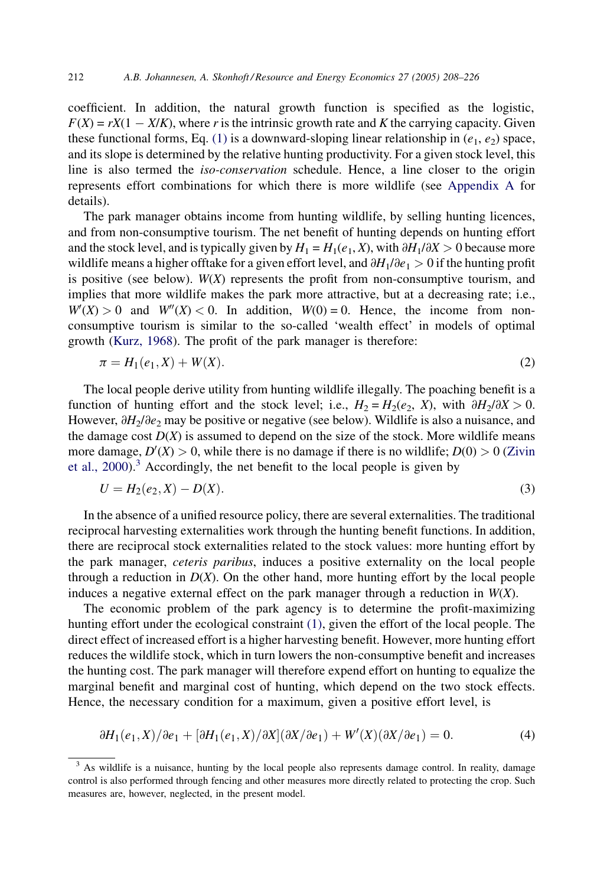coefficient. In addition, the natural growth function is specified as the logistic, $F(X) = rX(1 - X/K)$, where $r$ is the intrinsic growth rate and $K$ the carrying capacity. Given these functional forms, Eq. (1) is a downward-sloping linear relationship in $(e_1, e_2)$ space, and its slope is determined by the relative hunting productivity. For a given stock level, this line is also termed the *iso-conservation* schedule. Hence, a line closer to the origin represents effort combinations for which there is more wildlife (see Appendix A for details).

The park manager obtains income from hunting wildlife, by selling hunting licences, and from non-consumptive tourism. The net benefit of hunting depends on hunting effort and the stock level, and is typically given by $H_1 = H_1(e_1, X)$, with $\partial H_1/\partial X > 0$ because more wildlife means a higher offtake for a given effort level, and $\partial H_1/\partial e_1 > 0$ if the hunting profit is positive (see below). $W(X)$ represents the profit from non-consumptive tourism, and implies that more wildlife makes the park more attractive, but at a decreasing rate; i.e., $W'(X) > 0$ and $W''(X) < 0$. In addition, $W(0) = 0$. Hence, the income from non-consumptive tourism is similar to the so-called 'wealth effect' in models of optimal growth (Kurz, 1968). The profit of the park manager is therefore:

$$\pi = H_1(e_1, X) + W(X). \tag{2}$$

The local people derive utility from hunting wildlife illegally. The poaching benefit is a function of hunting effort and the stock level; i.e., $H_2 = H_2(e_2, X)$, with $\partial H_2/\partial X > 0$. However, $\partial H_2/\partial e_2$ may be positive or negative (see below). Wildlife is also a nuisance, and the damage cost $D(X)$ is assumed to depend on the size of the stock. More wildlife means more damage, $D'(X) > 0$, while there is no damage if there is no wildlife; $D(0) > 0$ (Zivin et al., 2000).[3] Accordingly, the net benefit to the local people is given by

$$U = H_2(e_2, X) - D(X). \tag{3}$$

In the absence of a unified resource policy, there are several externalities. The traditional reciprocal harvesting externalities work through the hunting benefit functions. In addition, there are reciprocal stock externalities related to the stock values: more hunting effort by the park manager, *ceteris paribus*, induces a positive externality on the local people through a reduction in $D(X)$. On the other hand, more hunting effort by the local people induces a negative external effect on the park manager through a reduction in $W(X)$.

The economic problem of the park agency is to determine the profit-maximizing hunting effort under the ecological constraint (1), given the effort of the local people. The direct effect of increased effort is a higher harvesting benefit. However, more hunting effort reduces the wildlife stock, which in turn lowers the non-consumptive benefit and increases the hunting cost. The park manager will therefore expend effort on hunting to equalize the marginal benefit and marginal cost of hunting, which depend on the two stock effects. Hence, the necessary condition for a maximum, given a positive effort level, is

$$\partial H_1(e_1, X)/\partial e_1 + [\partial H_1(e_1, X)/\partial X](\partial X/\partial e_1) + W'(X)(\partial X/\partial e_1) = 0. \tag{4}$$

[3] As wildlife is a nuisance, hunting by the local people also represents damage control. In reality, damage control is also performed through fencing and other measures more directly related to protecting the crop. Such measures are, however, neglected, in the present model.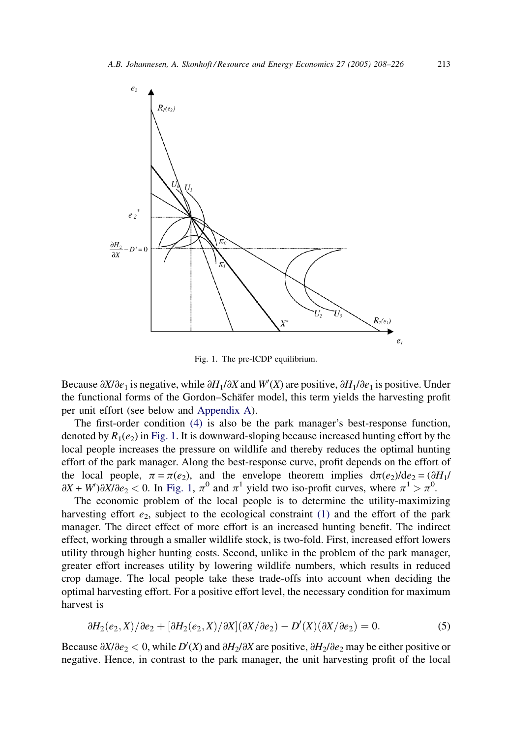Fig. 1. The pre-ICDP equilibrium.

Because $\partial X/\partial e_1$ is negative, while $\partial H_1/\partial X$ and $W'(X)$ are positive, $\partial H_1/\partial e_1$ is positive. Under the functional forms of the Gordon–Schäfer model, this term yields the harvesting profit per unit effort (see below and Appendix A).

The first-order condition (4) is also be the park manager's best-response function, denoted by $R_1(e_2)$ in Fig. 1. It is downward-sloping because increased hunting effort by the local people increases the pressure on wildlife and thereby reduces the optimal hunting effort of the park manager. Along the best-response curve, profit depends on the effort of the local people, $\pi = \pi(e_2)$, and the envelope theorem implies $d\pi(e_2)/de_2 = (\partial H_1/\partial X + W')\partial X/\partial e_2 < 0$. In Fig. 1, $\pi^0$ and $\pi^1$ yield two iso-profit curves, where $\pi^1 > \pi^0$.

The economic problem of the local people is to determine the utility-maximizing harvesting effort $e_2$, subject to the ecological constraint (1) and the effort of the park manager. The direct effect of more effort is an increased hunting benefit. The indirect effect, working through a smaller wildlife stock, is two-fold. First, increased effort lowers utility through higher hunting costs. Second, unlike in the problem of the park manager, greater effort increases utility by lowering wildlife numbers, which results in reduced crop damage. The local people take these trade-offs into account when deciding the optimal harvesting effort. For a positive effort level, the necessary condition for maximum harvest is

$$\partial H_2(e_2, X)/\partial e_2 + [\partial H_2(e_2, X)/\partial X](\partial X/\partial e_2) - D'(X)(\partial X/\partial e_2) = 0. \tag{5}$$

Because $\partial X/\partial e_2 < 0$, while $D'(X)$ and $\partial H_2/\partial X$ are positive, $\partial H_2/\partial e_2$ may be either positive or negative. Hence, in contrast to the park manager, the unit harvesting profit of the local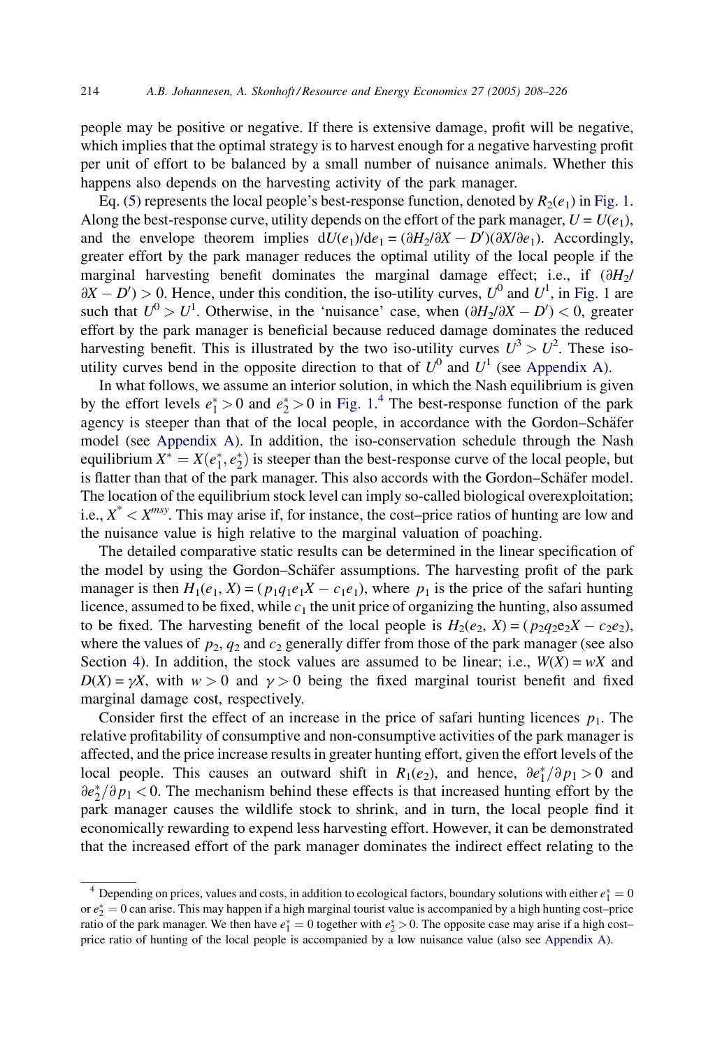people may be positive or negative. If there is extensive damage, profit will be negative, which implies that the optimal strategy is to harvest enough for a negative harvesting profit per unit of effort to be balanced by a small number of nuisance animals. Whether this happens also depends on the harvesting activity of the park manager.

Eq. (5) represents the local people's best-response function, denoted by $R_2(e_1)$ in Fig. 1. Along the best-response curve, utility depends on the effort of the park manager, $U = U(e_1)$, and the envelope theorem implies $\mathrm{d}U(e_1)/\mathrm{d}e_1 = (\partial H_2/\partial X - D')(\partial X/\partial e_1)$. Accordingly, greater effort by the park manager reduces the optimal utility of the local people if the marginal harvesting benefit dominates the marginal damage effect; i.e., if $(\partial H_2/\partial X - D') > 0$. Hence, under this condition, the iso-utility curves, $U^0$ and $U^1$, in Fig. 1 are such that $U^0 > U^1$. Otherwise, in the 'nuisance' case, when $(\partial H_2/\partial X - D') < 0$, greater effort by the park manager is beneficial because reduced damage dominates the reduced harvesting benefit. This is illustrated by the two iso-utility curves $U^3 > U^2$. These iso-utility curves bend in the opposite direction to that of $U^0$ and $U^1$ (see Appendix A).

In what follows, we assume an interior solution, in which the Nash equilibrium is given by the effort levels $e_1^* > 0$ and $e_2^* > 0$ in Fig. 1.[4] The best-response function of the park agency is steeper than that of the local people, in accordance with the Gordon–Schäfer model (see Appendix A). In addition, the iso-conservation schedule through the Nash equilibrium $X^* = X(e_1^*, e_2^*)$ is steeper than the best-response curve of the local people, but is flatter than that of the park manager. This also accords with the Gordon–Schäfer model. The location of the equilibrium stock level can imply so-called biological overexploitation; i.e., $X^* < X^{msy}$. This may arise if, for instance, the cost–price ratios of hunting are low and the nuisance value is high relative to the marginal valuation of poaching.

The detailed comparative static results can be determined in the linear specification of the model by using the Gordon–Schäfer assumptions. The harvesting profit of the park manager is then $H_1(e_1, X) = (p_1 q_1 e_1 X - c_1 e_1)$, where $p_1$ is the price of the safari hunting licence, assumed to be fixed, while $c_1$ the unit price of organizing the hunting, also assumed to be fixed. The harvesting benefit of the local people is $H_2(e_2, X) = (p_2 q_2 e_2 X - c_2 e_2)$, where the values of $p_2$, $q_2$ and $c_2$ generally differ from those of the park manager (see also Section 4). In addition, the stock values are assumed to be linear; i.e., $W(X) = wX$ and $D(X) = \gamma X$, with $w > 0$ and $\gamma > 0$ being the fixed marginal tourist benefit and fixed marginal damage cost, respectively.

Consider first the effect of an increase in the price of safari hunting licences $p_1$. The relative profitability of consumptive and non-consumptive activities of the park manager is affected, and the price increase results in greater hunting effort, given the effort levels of the local people. This causes an outward shift in $R_1(e_2)$, and hence, $\partial e_1^*/\partial p_1 > 0$ and $\partial e_2^*/\partial p_1 < 0$. The mechanism behind these effects is that increased hunting effort by the park manager causes the wildlife stock to shrink, and in turn, the local people find it economically rewarding to expend less harvesting effort. However, it can be demonstrated that the increased effort of the park manager dominates the indirect effect relating to the

---

[4] Depending on prices, values and costs, in addition to ecological factors, boundary solutions with either $e_1^* = 0$ or $e_2^* = 0$ can arise. This may happen if a high marginal tourist value is accompanied by a high hunting cost–price ratio of the park manager. We then have $e_1^* = 0$ together with $e_2^* > 0$. The opposite case may arise if a high cost–price ratio of hunting of the local people is accompanied by a low nuisance value (also see Appendix A).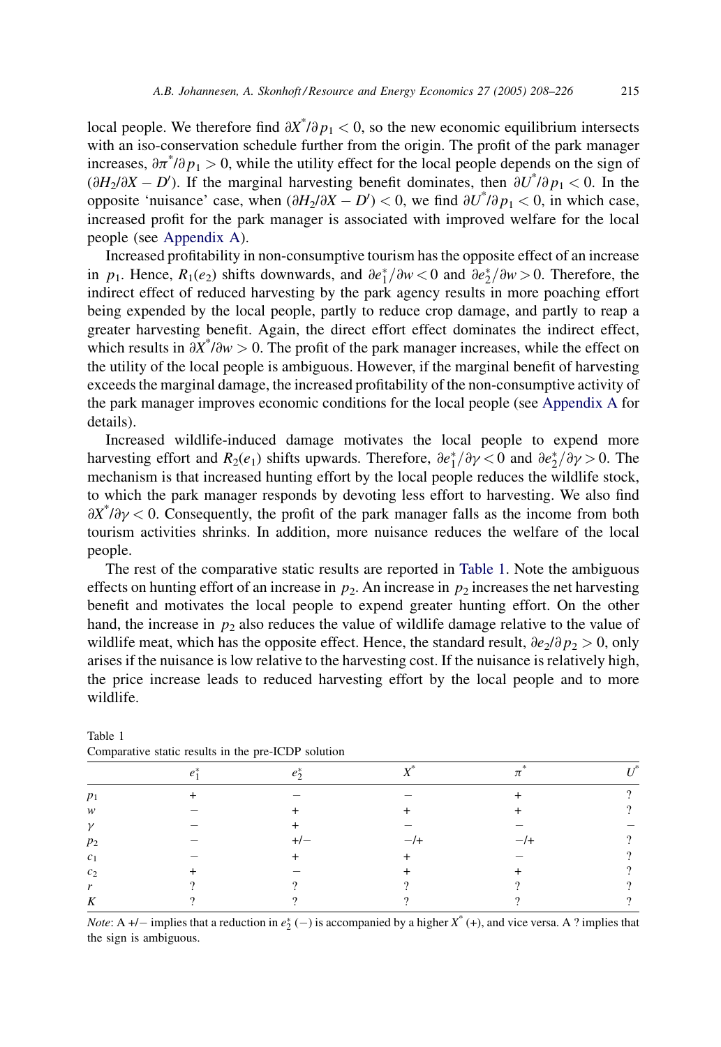local people. We therefore find $\partial X^*/\partial p_1 < 0$, so the new economic equilibrium intersects with an iso-conservation schedule further from the origin. The profit of the park manager increases, $\partial \pi^*/\partial p_1 > 0$, while the utility effect for the local people depends on the sign of $(\partial H_2/\partial X - D')$. If the marginal harvesting benefit dominates, then $\partial U^*/\partial p_1 < 0$. In the opposite 'nuisance' case, when $(\partial H_2/\partial X - D') < 0$, we find $\partial U^*/\partial p_1 < 0$, in which case, increased profit for the park manager is associated with improved welfare for the local people (see Appendix A).

Increased profitability in non-consumptive tourism has the opposite effect of an increase in $p_1$. Hence, $R_1(e_2)$ shifts downwards, and $\partial e_1^*/\partial w < 0$ and $\partial e_2^*/\partial w > 0$. Therefore, the indirect effect of reduced harvesting by the park agency results in more poaching effort being expended by the local people, partly to reduce crop damage, and partly to reap a greater harvesting benefit. Again, the direct effort effect dominates the indirect effect, which results in $\partial X^*/\partial w > 0$. The profit of the park manager increases, while the effect on the utility of the local people is ambiguous. However, if the marginal benefit of harvesting exceeds the marginal damage, the increased profitability of the non-consumptive activity of the park manager improves economic conditions for the local people (see Appendix A for details).

Increased wildlife-induced damage motivates the local people to expend more harvesting effort and $R_2(e_1)$ shifts upwards. Therefore, $\partial e_1^*/\partial \gamma < 0$ and $\partial e_2^*/\partial \gamma > 0$. The mechanism is that increased hunting effort by the local people reduces the wildlife stock, to which the park manager responds by devoting less effort to harvesting. We also find $\partial X^*/\partial \gamma < 0$. Consequently, the profit of the park manager falls as the income from both tourism activities shrinks. In addition, more nuisance reduces the welfare of the local people.

The rest of the comparative static results are reported in Table 1. Note the ambiguous effects on hunting effort of an increase in $p_2$. An increase in $p_2$ increases the net harvesting benefit and motivates the local people to expend greater hunting effort. On the other hand, the increase in $p_2$ also reduces the value of wildlife damage relative to the value of wildlife meat, which has the opposite effect. Hence, the standard result, $\partial e_2/\partial p_2 > 0$, only arises if the nuisance is low relative to the harvesting cost. If the nuisance is relatively high, the price increase leads to reduced harvesting effort by the local people and to more wildlife.

Table 1
Comparative static results in the pre-ICDP solution

| | $e_1^*$ | $e_2^*$ | $X^*$ | $\pi^*$ | $U^*$ |
|---|---|---|---|---|---|
| $p_1$ | + | − | − | + | ? |
| $w$ | − | + | + | + | ? |
| $\gamma$ | − | + | − | − | − |
| $p_2$ | − | +/− | −/+ | −/+ | ? |
| $c_1$ | − | + | + | − | ? |
| $c_2$ | + | − | + | + | ? |
| $r$ | ? | ? | ? | ? | ? |
| $K$ | ? | ? | ? | ? | ? |

*Note*: A +/− implies that a reduction in $e_2^*$ (−) is accompanied by a higher $X^*$ (+), and vice versa. A ? implies that the sign is ambiguous.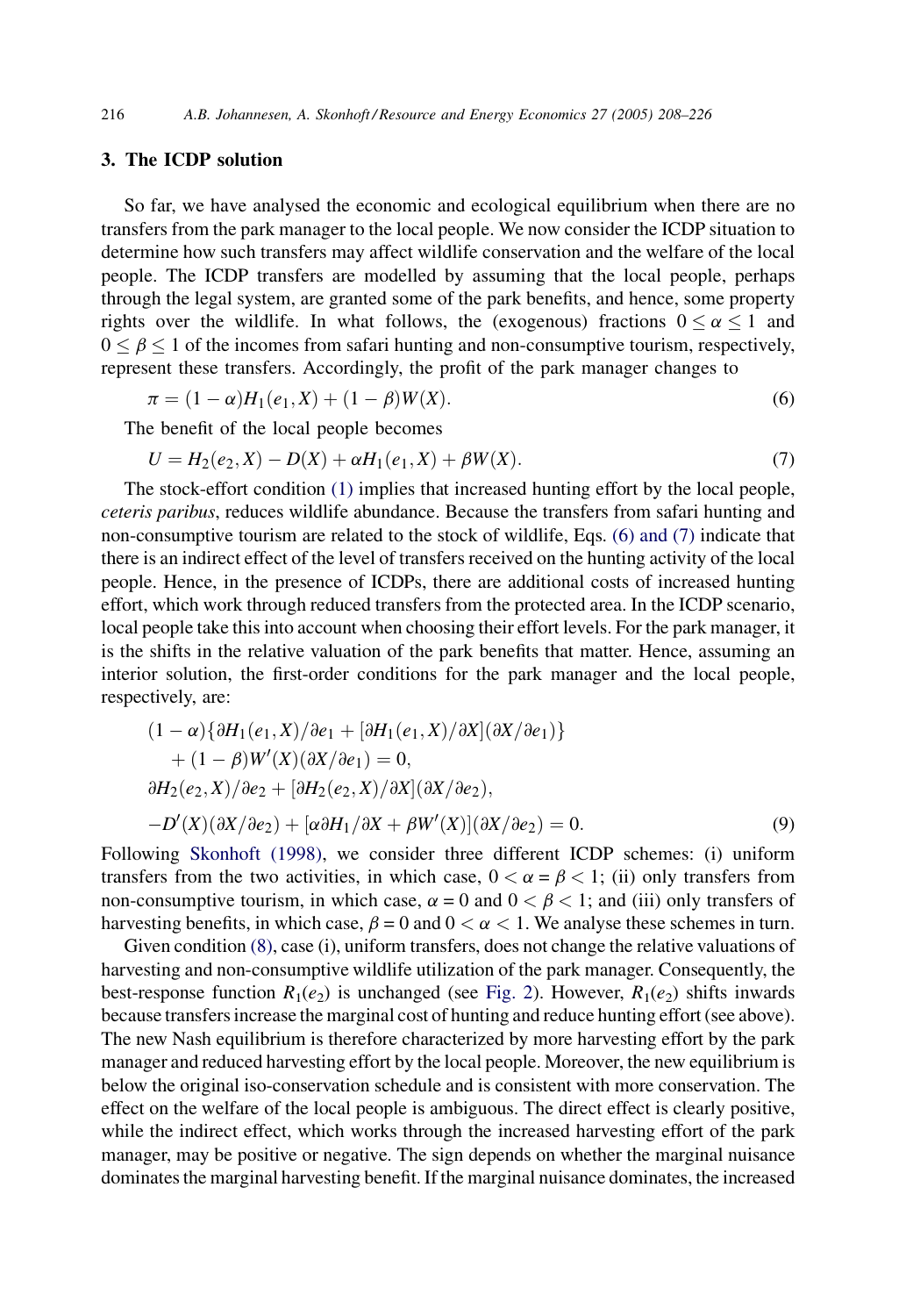## 3. The ICDP solution

So far, we have analysed the economic and ecological equilibrium when there are no transfers from the park manager to the local people. We now consider the ICDP situation to determine how such transfers may affect wildlife conservation and the welfare of the local people. The ICDP transfers are modelled by assuming that the local people, perhaps through the legal system, are granted some of the park benefits, and hence, some property rights over the wildlife. In what follows, the (exogenous) fractions $0 \leq \alpha \leq 1$ and $0 \leq \beta \leq 1$ of the incomes from safari hunting and non-consumptive tourism, respectively, represent these transfers. Accordingly, the profit of the park manager changes to

$$\pi = (1-\alpha)H_1(e_1, X) + (1-\beta)W(X). \tag{6}$$

The benefit of the local people becomes

$$U = H_2(e_2, X) - D(X) + \alpha H_1(e_1, X) + \beta W(X). \tag{7}$$

The stock-effort condition (1) implies that increased hunting effort by the local people, *ceteris paribus*, reduces wildlife abundance. Because the transfers from safari hunting and non-consumptive tourism are related to the stock of wildlife, Eqs. (6) and (7) indicate that there is an indirect effect of the level of transfers received on the hunting activity of the local people. Hence, in the presence of ICDPs, there are additional costs of increased hunting effort, which work through reduced transfers from the protected area. In the ICDP scenario, local people take this into account when choosing their effort levels. For the park manager, it is the shifts in the relative valuation of the park benefits that matter. Hence, assuming an interior solution, the first-order conditions for the park manager and the local people, respectively, are:

$$\begin{aligned}
&(1-\alpha)\{\partial H_1(e_1, X)/\partial e_1 + [\partial H_1(e_1, X)/\partial X](\partial X/\partial e_1)\} \\
&\quad + (1-\beta)W'(X)(\partial X/\partial e_1) = 0, \\
&\partial H_2(e_2, X)/\partial e_2 + [\partial H_2(e_2, X)/\partial X](\partial X/\partial e_2), \\
&-D'(X)(\partial X/\partial e_2) + [\alpha \partial H_1/\partial X + \beta W'(X)](\partial X/\partial e_2) = 0.
\end{aligned} \tag{9}$$

Following Skonhoft (1998), we consider three different ICDP schemes: (i) uniform transfers from the two activities, in which case, $0 < \alpha = \beta < 1$; (ii) only transfers from non-consumptive tourism, in which case, $\alpha = 0$ and $0 < \beta < 1$; and (iii) only transfers of harvesting benefits, in which case, $\beta = 0$ and $0 < \alpha < 1$. We analyse these schemes in turn.

Given condition (8), case (i), uniform transfers, does not change the relative valuations of harvesting and non-consumptive wildlife utilization of the park manager. Consequently, the best-response function $R_1(e_2)$ is unchanged (see Fig. 2). However, $R_1(e_2)$ shifts inwards because transfers increase the marginal cost of hunting and reduce hunting effort (see above). The new Nash equilibrium is therefore characterized by more harvesting effort by the park manager and reduced harvesting effort by the local people. Moreover, the new equilibrium is below the original iso-conservation schedule and is consistent with more conservation. The effect on the welfare of the local people is ambiguous. The direct effect is clearly positive, while the indirect effect, which works through the increased harvesting effort of the park manager, may be positive or negative. The sign depends on whether the marginal nuisance dominates the marginal harvesting benefit. If the marginal nuisance dominates, the increased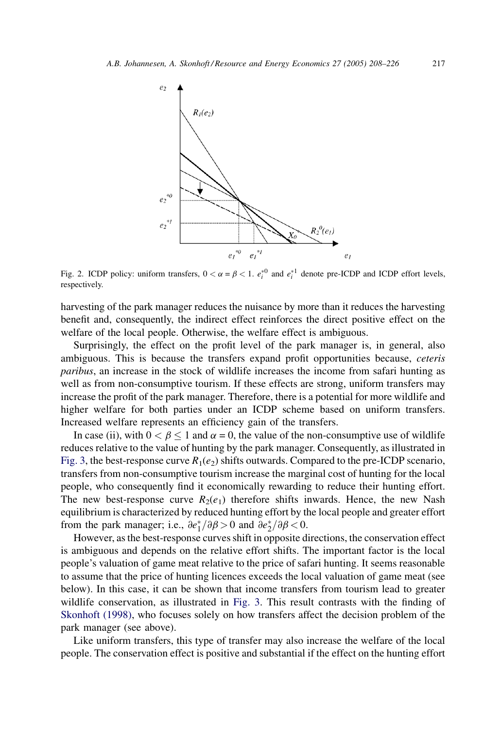Fig. 2. ICDP policy: uniform transfers, $0 < \alpha = \beta < 1$. $e_i^{*0}$ and $e_i^{*1}$ denote pre-ICDP and ICDP effort levels, respectively.

harvesting of the park manager reduces the nuisance by more than it reduces the harvesting benefit and, consequently, the indirect effect reinforces the direct positive effect on the welfare of the local people. Otherwise, the welfare effect is ambiguous.

Surprisingly, the effect on the profit level of the park manager is, in general, also ambiguous. This is because the transfers expand profit opportunities because, *ceteris paribus*, an increase in the stock of wildlife increases the income from safari hunting as well as from non-consumptive tourism. If these effects are strong, uniform transfers may increase the profit of the park manager. Therefore, there is a potential for more wildlife and higher welfare for both parties under an ICDP scheme based on uniform transfers. Increased welfare represents an efficiency gain of the transfers.

In case (ii), with $0 < \beta \leq 1$ and $\alpha = 0$, the value of the non-consumptive use of wildlife reduces relative to the value of hunting by the park manager. Consequently, as illustrated in Fig. 3, the best-response curve $R_1(e_2)$ shifts outwards. Compared to the pre-ICDP scenario, transfers from non-consumptive tourism increase the marginal cost of hunting for the local people, who consequently find it economically rewarding to reduce their hunting effort. The new best-response curve $R_2(e_1)$ therefore shifts inwards. Hence, the new Nash equilibrium is characterized by reduced hunting effort by the local people and greater effort from the park manager; i.e., $\partial e_1^*/\partial\beta > 0$ and $\partial e_2^*/\partial\beta < 0$.

However, as the best-response curves shift in opposite directions, the conservation effect is ambiguous and depends on the relative effort shifts. The important factor is the local people's valuation of game meat relative to the price of safari hunting. It seems reasonable to assume that the price of hunting licences exceeds the local valuation of game meat (see below). In this case, it can be shown that income transfers from tourism lead to greater wildlife conservation, as illustrated in Fig. 3. This result contrasts with the finding of Skonhoft (1998), who focuses solely on how transfers affect the decision problem of the park manager (see above).

Like uniform transfers, this type of transfer may also increase the welfare of the local people. The conservation effect is positive and substantial if the effect on the hunting effort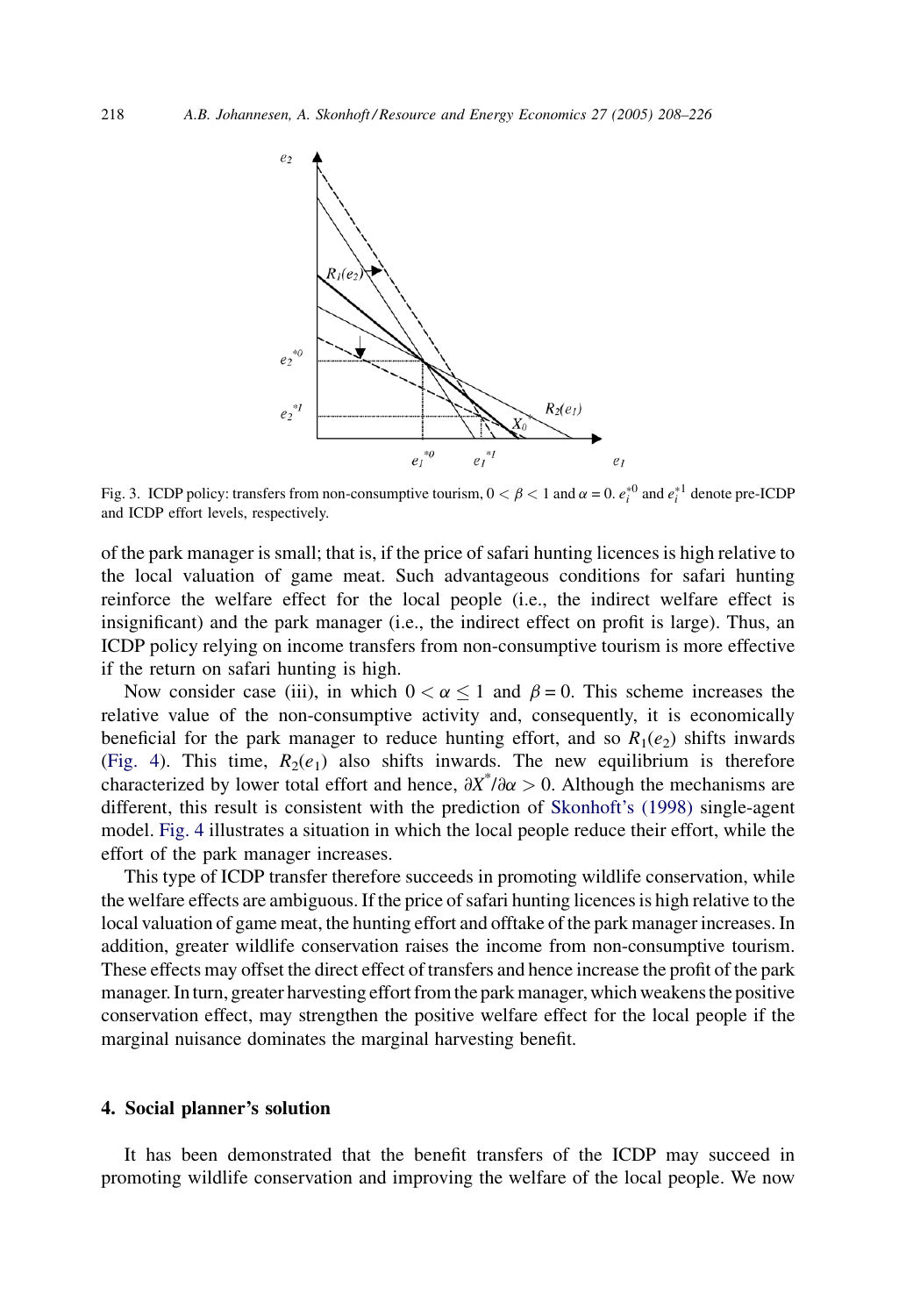Fig. 3. ICDP policy: transfers from non-consumptive tourism, $0 < \beta < 1$ and $\alpha = 0$. $e_i^{*0}$ and $e_i^{*1}$ denote pre-ICDP and ICDP effort levels, respectively.

of the park manager is small; that is, if the price of safari hunting licences is high relative to the local valuation of game meat. Such advantageous conditions for safari hunting reinforce the welfare effect for the local people (i.e., the indirect welfare effect is insignificant) and the park manager (i.e., the indirect effect on profit is large). Thus, an ICDP policy relying on income transfers from non-consumptive tourism is more effective if the return on safari hunting is high.

Now consider case (iii), in which $0 < \alpha \leq 1$ and $\beta = 0$. This scheme increases the relative value of the non-consumptive activity and, consequently, it is economically beneficial for the park manager to reduce hunting effort, and so $R_1(e_2)$ shifts inwards (Fig. 4). This time, $R_2(e_1)$ also shifts inwards. The new equilibrium is therefore characterized by lower total effort and hence, $\partial X^*/\partial\alpha > 0$. Although the mechanisms are different, this result is consistent with the prediction of Skonhoft's (1998) single-agent model. Fig. 4 illustrates a situation in which the local people reduce their effort, while the effort of the park manager increases.

This type of ICDP transfer therefore succeeds in promoting wildlife conservation, while the welfare effects are ambiguous. If the price of safari hunting licences is high relative to the local valuation of game meat, the hunting effort and offtake of the park manager increases. In addition, greater wildlife conservation raises the income from non-consumptive tourism. These effects may offset the direct effect of transfers and hence increase the profit of the park manager. In turn, greater harvesting effort from the park manager, which weakens the positive conservation effect, may strengthen the positive welfare effect for the local people if the marginal nuisance dominates the marginal harvesting benefit.

## 4. Social planner's solution

It has been demonstrated that the benefit transfers of the ICDP may succeed in promoting wildlife conservation and improving the welfare of the local people. We now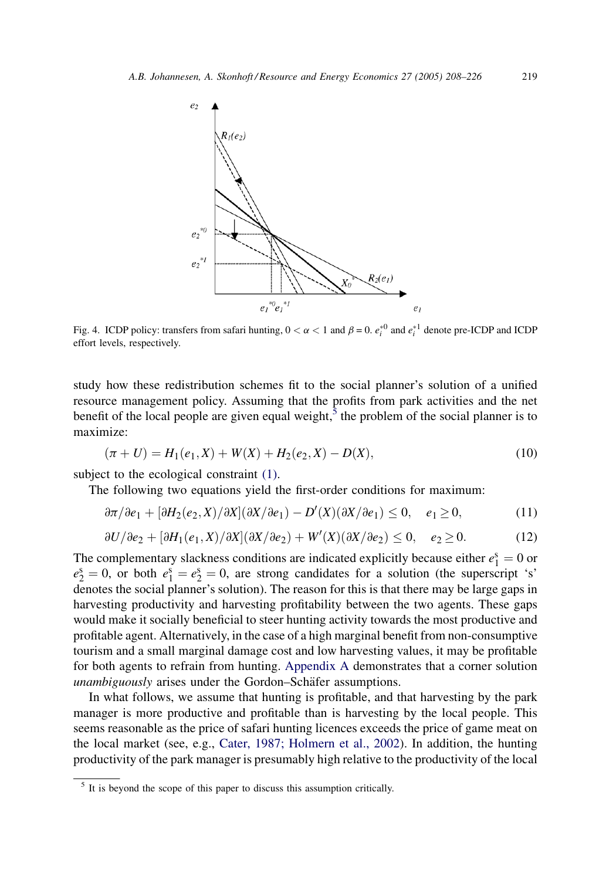Fig. 4. ICDP policy: transfers from safari hunting, $0 < \alpha < 1$ and $\beta = 0$. $e_i^{*0}$ and $e_i^{*1}$ denote pre-ICDP and ICDP effort levels, respectively.

study how these redistribution schemes fit to the social planner's solution of a unified resource management policy. Assuming that the profits from park activities and the net benefit of the local people are given equal weight,[5] the problem of the social planner is to maximize:

$$(\pi + U) = H_1(e_1, X) + W(X) + H_2(e_2, X) - D(X), \tag{10}$$

subject to the ecological constraint (1).

The following two equations yield the first-order conditions for maximum:

$$\partial\pi/\partial e_1 + [\partial H_2(e_2, X)/\partial X](\partial X/\partial e_1) - D'(X)(\partial X/\partial e_1) \leq 0, \quad e_1 \geq 0, \tag{11}$$

$$\partial U/\partial e_2 + [\partial H_1(e_1, X)/\partial X](\partial X/\partial e_2) + W'(X)(\partial X/\partial e_2) \leq 0, \quad e_2 \geq 0. \tag{12}$$

The complementary slackness conditions are indicated explicitly because either $e_1^s = 0$ or $e_2^s = 0$, or both $e_1^s = e_2^s = 0$, are strong candidates for a solution (the superscript 's' denotes the social planner's solution). The reason for this is that there may be large gaps in harvesting productivity and harvesting profitability between the two agents. These gaps would make it socially beneficial to steer hunting activity towards the most productive and profitable agent. Alternatively, in the case of a high marginal benefit from non-consumptive tourism and a small marginal damage cost and low harvesting values, it may be profitable for both agents to refrain from hunting. Appendix A demonstrates that a corner solution *unambiguously* arises under the Gordon–Schäfer assumptions.

In what follows, we assume that hunting is profitable, and that harvesting by the park manager is more productive and profitable than is harvesting by the local people. This seems reasonable as the price of safari hunting licences exceeds the price of game meat on the local market (see, e.g., Cater, 1987; Holmern et al., 2002). In addition, the hunting productivity of the park manager is presumably high relative to the productivity of the local

[5] It is beyond the scope of this paper to discuss this assumption critically.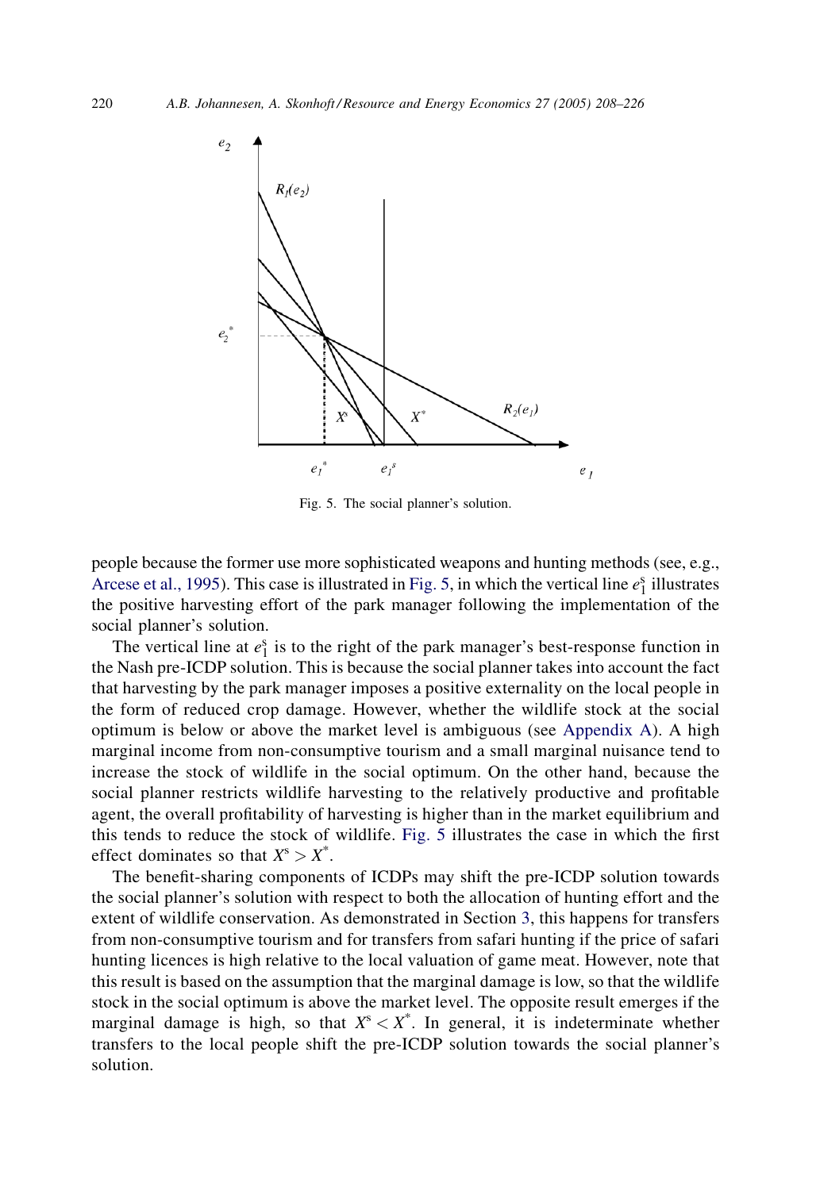Fig. 5. The social planner's solution.

people because the former use more sophisticated weapons and hunting methods (see, e.g., Arcese et al., 1995). This case is illustrated in Fig. 5, in which the vertical line $e_1^s$ illustrates the positive harvesting effort of the park manager following the implementation of the social planner's solution.

The vertical line at $e_1^s$ is to the right of the park manager's best-response function in the Nash pre-ICDP solution. This is because the social planner takes into account the fact that harvesting by the park manager imposes a positive externality on the local people in the form of reduced crop damage. However, whether the wildlife stock at the social optimum is below or above the market level is ambiguous (see Appendix A). A high marginal income from non-consumptive tourism and a small marginal nuisance tend to increase the stock of wildlife in the social optimum. On the other hand, because the social planner restricts wildlife harvesting to the relatively productive and profitable agent, the overall profitability of harvesting is higher than in the market equilibrium and this tends to reduce the stock of wildlife. Fig. 5 illustrates the case in which the first effect dominates so that $X^s > X^*$.

The benefit-sharing components of ICDPs may shift the pre-ICDP solution towards the social planner's solution with respect to both the allocation of hunting effort and the extent of wildlife conservation. As demonstrated in Section 3, this happens for transfers from non-consumptive tourism and for transfers from safari hunting if the price of safari hunting licences is high relative to the local valuation of game meat. However, note that this result is based on the assumption that the marginal damage is low, so that the wildlife stock in the social optimum is above the market level. The opposite result emerges if the marginal damage is high, so that $X^s < X^*$. In general, it is indeterminate whether transfers to the local people shift the pre-ICDP solution towards the social planner's solution.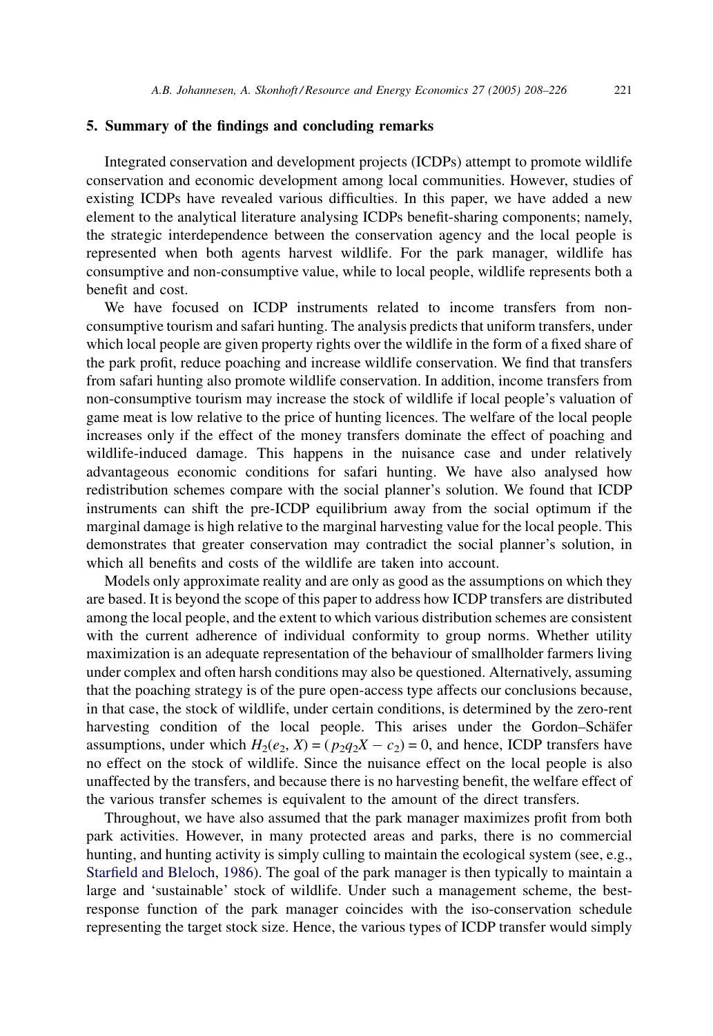## 5. Summary of the findings and concluding remarks

Integrated conservation and development projects (ICDPs) attempt to promote wildlife conservation and economic development among local communities. However, studies of existing ICDPs have revealed various difficulties. In this paper, we have added a new element to the analytical literature analysing ICDPs benefit-sharing components; namely, the strategic interdependence between the conservation agency and the local people is represented when both agents harvest wildlife. For the park manager, wildlife has consumptive and non-consumptive value, while to local people, wildlife represents both a benefit and cost.

We have focused on ICDP instruments related to income transfers from non-consumptive tourism and safari hunting. The analysis predicts that uniform transfers, under which local people are given property rights over the wildlife in the form of a fixed share of the park profit, reduce poaching and increase wildlife conservation. We find that transfers from safari hunting also promote wildlife conservation. In addition, income transfers from non-consumptive tourism may increase the stock of wildlife if local people's valuation of game meat is low relative to the price of hunting licences. The welfare of the local people increases only if the effect of the money transfers dominate the effect of poaching and wildlife-induced damage. This happens in the nuisance case and under relatively advantageous economic conditions for safari hunting. We have also analysed how redistribution schemes compare with the social planner's solution. We found that ICDP instruments can shift the pre-ICDP equilibrium away from the social optimum if the marginal damage is high relative to the marginal harvesting value for the local people. This demonstrates that greater conservation may contradict the social planner's solution, in which all benefits and costs of the wildlife are taken into account.

Models only approximate reality and are only as good as the assumptions on which they are based. It is beyond the scope of this paper to address how ICDP transfers are distributed among the local people, and the extent to which various distribution schemes are consistent with the current adherence of individual conformity to group norms. Whether utility maximization is an adequate representation of the behaviour of smallholder farmers living under complex and often harsh conditions may also be questioned. Alternatively, assuming that the poaching strategy is of the pure open-access type affects our conclusions because, in that case, the stock of wildlife, under certain conditions, is determined by the zero-rent harvesting condition of the local people. This arises under the Gordon–Schäfer assumptions, under which $H_2(e_2, X) = (p_2 q_2 X - c_2) = 0$, and hence, ICDP transfers have no effect on the stock of wildlife. Since the nuisance effect on the local people is also unaffected by the transfers, and because there is no harvesting benefit, the welfare effect of the various transfer schemes is equivalent to the amount of the direct transfers.

Throughout, we have also assumed that the park manager maximizes profit from both park activities. However, in many protected areas and parks, there is no commercial hunting, and hunting activity is simply culling to maintain the ecological system (see, e.g., Starfield and Bleloch, 1986). The goal of the park manager is then typically to maintain a large and 'sustainable' stock of wildlife. Under such a management scheme, the best-response function of the park manager coincides with the iso-conservation schedule representing the target stock size. Hence, the various types of ICDP transfer would simply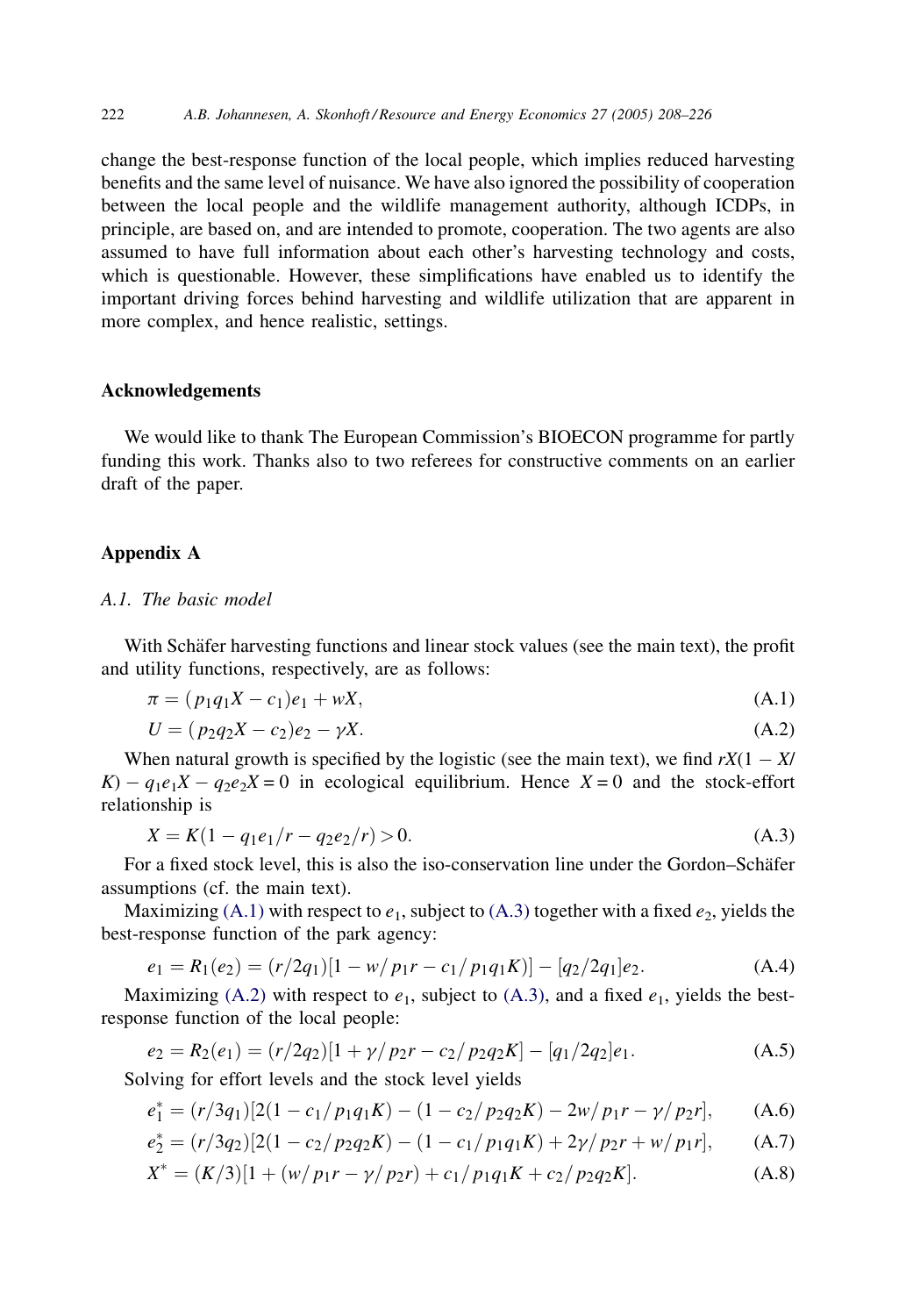change the best-response function of the local people, which implies reduced harvesting benefits and the same level of nuisance. We have also ignored the possibility of cooperation between the local people and the wildlife management authority, although ICDPs, in principle, are based on, and are intended to promote, cooperation. The two agents are also assumed to have full information about each other's harvesting technology and costs, which is questionable. However, these simplifications have enabled us to identify the important driving forces behind harvesting and wildlife utilization that are apparent in more complex, and hence realistic, settings.

## Acknowledgements

We would like to thank The European Commission's BIOECON programme for partly funding this work. Thanks also to two referees for constructive comments on an earlier draft of the paper.

## Appendix A

### *A.1. The basic model*

With Schäfer harvesting functions and linear stock values (see the main text), the profit and utility functions, respectively, are as follows:

$$\pi = (p_1 q_1 X - c_1)e_1 + wX, \tag{A.1}$$

$$U = (p_2 q_2 X - c_2)e_2 - \gamma X. \tag{A.2}$$

When natural growth is specified by the logistic (see the main text), we find $rX(1 - X/K) - q_1 e_1 X - q_2 e_2 X = 0$ in ecological equilibrium. Hence $X = 0$ and the stock-effort relationship is

$$X = K(1 - q_1 e_1/r - q_2 e_2/r) > 0. \tag{A.3}$$

For a fixed stock level, this is also the iso-conservation line under the Gordon–Schäfer assumptions (cf. the main text).

Maximizing (A.1) with respect to $e_1$, subject to (A.3) together with a fixed $e_2$, yields the best-response function of the park agency:

$$e_1 = R_1(e_2) = (r/2q_1)[1 - w/p_1 r - c_1/p_1 q_1 K)] - [q_2/2q_1]e_2. \tag{A.4}$$

Maximizing (A.2) with respect to $e_1$, subject to (A.3), and a fixed $e_1$, yields the best-response function of the local people:

$$e_2 = R_2(e_1) = (r/2q_2)[1 + \gamma/p_2 r - c_2/p_2 q_2 K] - [q_1/2q_2]e_1. \tag{A.5}$$

Solving for effort levels and the stock level yields

$$e_1^* = (r/3q_1)[2(1 - c_1/p_1 q_1 K) - (1 - c_2/p_2 q_2 K) - 2w/p_1 r - \gamma/p_2 r], \tag{A.6}$$

$$e_2^* = (r/3q_2)[2(1 - c_2/p_2 q_2 K) - (1 - c_1/p_1 q_1 K) + 2\gamma/p_2 r + w/p_1 r], \tag{A.7}$$

$$X^* = (K/3)[1 + (w/p_1 r - \gamma/p_2 r) + c_1/p_1 q_1 K + c_2/p_2 q_2 K]. \tag{A.8}$$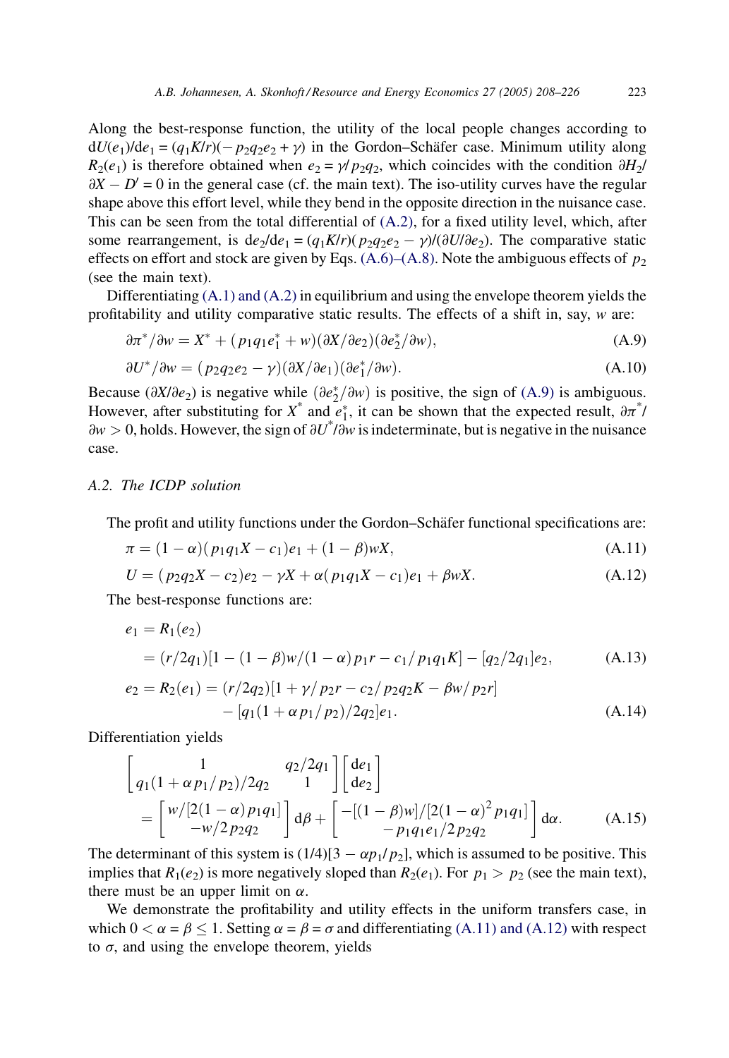Along the best-response function, the utility of the local people changes according to $\mathrm{d}U(e_1)/\mathrm{d}e_1 = (q_1K/r)(-p_2q_2e_2 + \gamma)$ in the Gordon–Schäfer case. Minimum utility along $R_2(e_1)$ is therefore obtained when $e_2 = \gamma/p_2q_2$, which coincides with the condition $\partial H_2/\partial X - D' = 0$ in the general case (cf. the main text). The iso-utility curves have the regular shape above this effort level, while they bend in the opposite direction in the nuisance case. This can be seen from the total differential of (A.2), for a fixed utility level, which, after some rearrangement, is $\mathrm{d}e_2/\mathrm{d}e_1 = (q_1K/r)(p_2q_2e_2 - \gamma)/(\partial U/\partial e_2)$. The comparative static effects on effort and stock are given by Eqs. (A.6)–(A.8). Note the ambiguous effects of $p_2$ (see the main text).

Differentiating (A.1) and (A.2) in equilibrium and using the envelope theorem yields the profitability and utility comparative static results. The effects of a shift in, say, $w$ are:

$$\partial\pi^*/\partial w = X^* + (p_1q_1e_1^* + w)(\partial X/\partial e_2)(\partial e_2^*/\partial w), \tag{A.9}$$

$$\partial U^*/\partial w = (p_2q_2e_2 - \gamma)(\partial X/\partial e_1)(\partial e_1^*/\partial w). \tag{A.10}$$

Because $(\partial X/\partial e_2)$ is negative while $(\partial e_2^*/\partial w)$ is positive, the sign of (A.9) is ambiguous. However, after substituting for $X^*$ and $e_1^*$, it can be shown that the expected result, $\partial\pi^*/\partial w > 0$, holds. However, the sign of $\partial U^*/\partial w$ is indeterminate, but is negative in the nuisance case.

### A.2. The ICDP solution

The profit and utility functions under the Gordon–Schäfer functional specifications are:

$$\pi = (1-\alpha)(p_1q_1X - c_1)e_1 + (1-\beta)wX, \tag{A.11}$$

$$U = (p_2q_2X - c_2)e_2 - \gamma X + \alpha(p_1q_1X - c_1)e_1 + \beta wX. \tag{A.12}$$

The best-response functions are:

$$\begin{aligned} e_1 &= R_1(e_2) \\ &= (r/2q_1)[1 - (1-\beta)w/(1-\alpha)p_1r - c_1/p_1q_1K] - [q_2/2q_1]e_2, \end{aligned} \tag{A.13}$$

$$\begin{aligned} e_2 = R_2(e_1) &= (r/2q_2)[1 + \gamma/p_2r - c_2/p_2q_2K - \beta w/p_2r] \\ &\quad - [q_1(1 + \alpha p_1/p_2)/2q_2]e_1. \end{aligned} \tag{A.14}$$

Differentiation yields

$$\begin{aligned} &\begin{bmatrix} 1 & q_2/2q_1 \\ q_1(1+\alpha p_1/p_2)/2q_2 & 1 \end{bmatrix} \begin{bmatrix} \mathrm{d}e_1 \\ \mathrm{d}e_2 \end{bmatrix} \\ &\quad = \begin{bmatrix} w/[2(1-\alpha)p_1q_1] \\ -w/2p_2q_2 \end{bmatrix} \mathrm{d}\beta + \begin{bmatrix} -[(1-\beta)w]/[2(1-\alpha)^2 p_1q_1] \\ -p_1q_1e_1/2p_2q_2 \end{bmatrix} \mathrm{d}\alpha. \end{aligned} \tag{A.15}$$

The determinant of this system is $(1/4)[3 - \alpha p_1/p_2]$, which is assumed to be positive. This implies that $R_1(e_2)$ is more negatively sloped than $R_2(e_1)$. For $p_1 > p_2$ (see the main text), there must be an upper limit on $\alpha$.

We demonstrate the profitability and utility effects in the uniform transfers case, in which $0 < \alpha = \beta \leq 1$. Setting $\alpha = \beta = \sigma$ and differentiating (A.11) and (A.12) with respect to $\sigma$, and using the envelope theorem, yields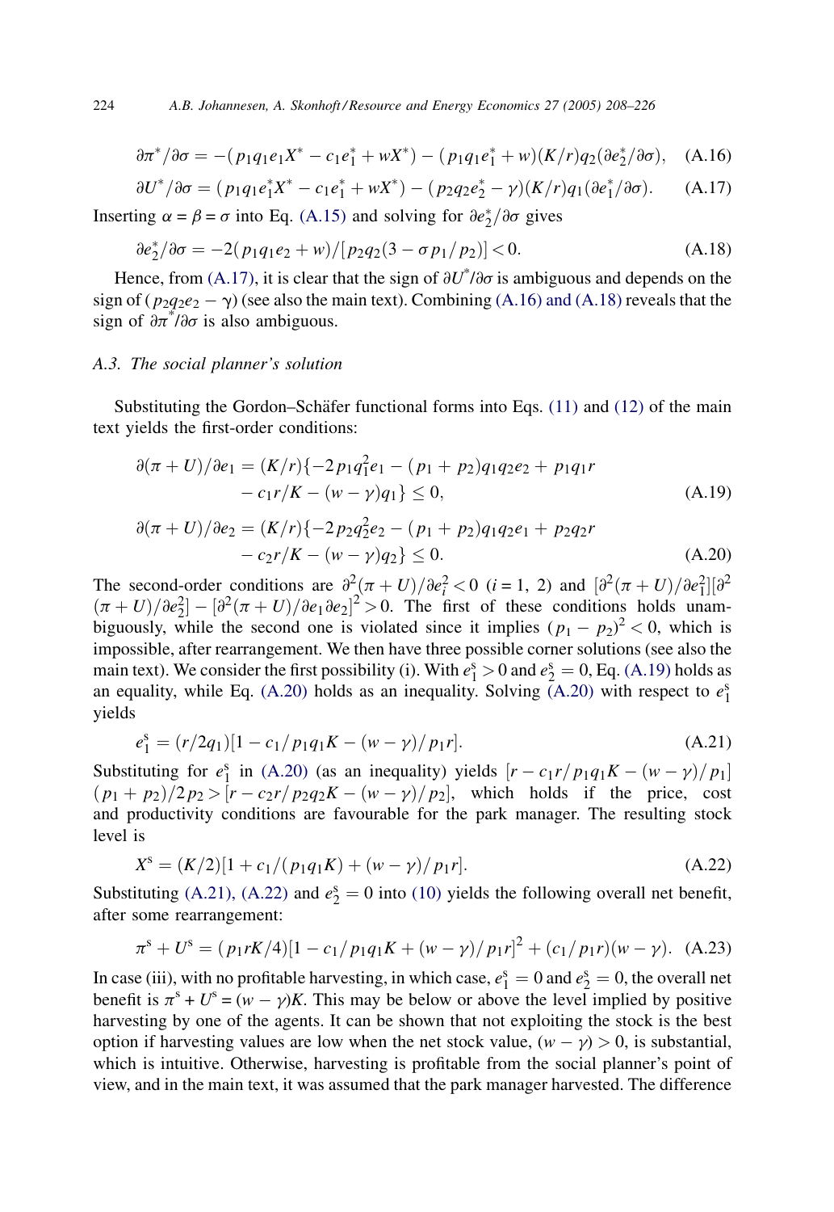$$\partial\pi^*/\partial\sigma = -(p_1q_1e_1X^* - c_1e_1^* + wX^*) - (p_1q_1e_1^* + w)(K/r)q_2(\partial e_2^*/\partial\sigma), \quad (A.16)$$

$$\partial U^*/\partial\sigma = (p_1q_1e_1^*X^* - c_1e_1^* + wX^*) - (p_2q_2e_2^* - \gamma)(K/r)q_1(\partial e_1^*/\partial\sigma). \quad (A.17)$$

Inserting $\alpha = \beta = \sigma$ into Eq. (A.15) and solving for $\partial e_2^*/\partial\sigma$ gives

$$\partial e_2^*/\partial\sigma = -2(p_1q_1e_2 + w)/[p_2q_2(3 - \sigma p_1/p_2)] < 0. \quad (A.18)$$

Hence, from (A.17), it is clear that the sign of $\partial U^*/\partial\sigma$ is ambiguous and depends on the sign of $(p_2q_2e_2 - \gamma)$ (see also the main text). Combining (A.16) and (A.18) reveals that the sign of $\partial\pi^*/\partial\sigma$ is also ambiguous.

### A.3. The social planner's solution

Substituting the Gordon–Schäfer functional forms into Eqs. (11) and (12) of the main text yields the first-order conditions:

$$\partial(\pi + U)/\partial e_1 = (K/r)\{-2p_1q_1^2e_1 - (p_1 + p_2)q_1q_2e_2 + p_1q_1r - c_1r/K - (w - \gamma)q_1\} \leq 0, \quad (A.19)$$

$$\partial(\pi + U)/\partial e_2 = (K/r)\{-2p_2q_2^2e_2 - (p_1 + p_2)q_1q_2e_1 + p_2q_2r - c_2r/K - (w - \gamma)q_2\} \leq 0. \quad (A.20)$$

The second-order conditions are $\partial^2(\pi + U)/\partial e_i^2 < 0$ $(i = 1, 2)$ and $[\partial^2(\pi + U)/\partial e_1^2][\partial^2(\pi + U)/\partial e_2^2] - [\partial^2(\pi + U)/\partial e_1\partial e_2]^2 > 0$. The first of these conditions holds unambiguously, while the second one is violated since it implies $(p_1 - p_2)^2 < 0$, which is impossible, after rearrangement. We then have three possible corner solutions (see also the main text). We consider the first possibility (i). With $e_1^s > 0$ and $e_2^s = 0$, Eq. (A.19) holds as an equality, while Eq. (A.20) holds as an inequality. Solving (A.20) with respect to $e_1^s$ yields

$$e_1^s = (r/2q_1)[1 - c_1/p_1q_1K - (w - \gamma)/p_1r]. \quad (A.21)$$

Substituting for $e_1^s$ in (A.20) (as an inequality) yields $[r - c_1r/p_1q_1K - (w - \gamma)/p_1](p_1 + p_2)/2p_2 > [r - c_2r/p_2q_2K - (w - \gamma)/p_2]$, which holds if the price, cost and productivity conditions are favourable for the park manager. The resulting stock level is

$$X^s = (K/2)[1 + c_1/(p_1q_1K) + (w - \gamma)/p_1r]. \quad (A.22)$$

Substituting (A.21), (A.22) and $e_2^s = 0$ into (10) yields the following overall net benefit, after some rearrangement:

$$\pi^s + U^s = (p_1rK/4)[1 - c_1/p_1q_1K + (w - \gamma)/p_1r]^2 + (c_1/p_1r)(w - \gamma). \quad (A.23)$$

In case (iii), with no profitable harvesting, in which case, $e_1^s = 0$ and $e_2^s = 0$, the overall net benefit is $\pi^s + U^s = (w - \gamma)K$. This may be below or above the level implied by positive harvesting by one of the agents. It can be shown that not exploiting the stock is the best option if harvesting values are low when the net stock value, $(w - \gamma) > 0$, is substantial, which is intuitive. Otherwise, harvesting is profitable from the social planner's point of view, and in the main text, it was assumed that the park manager harvested. The difference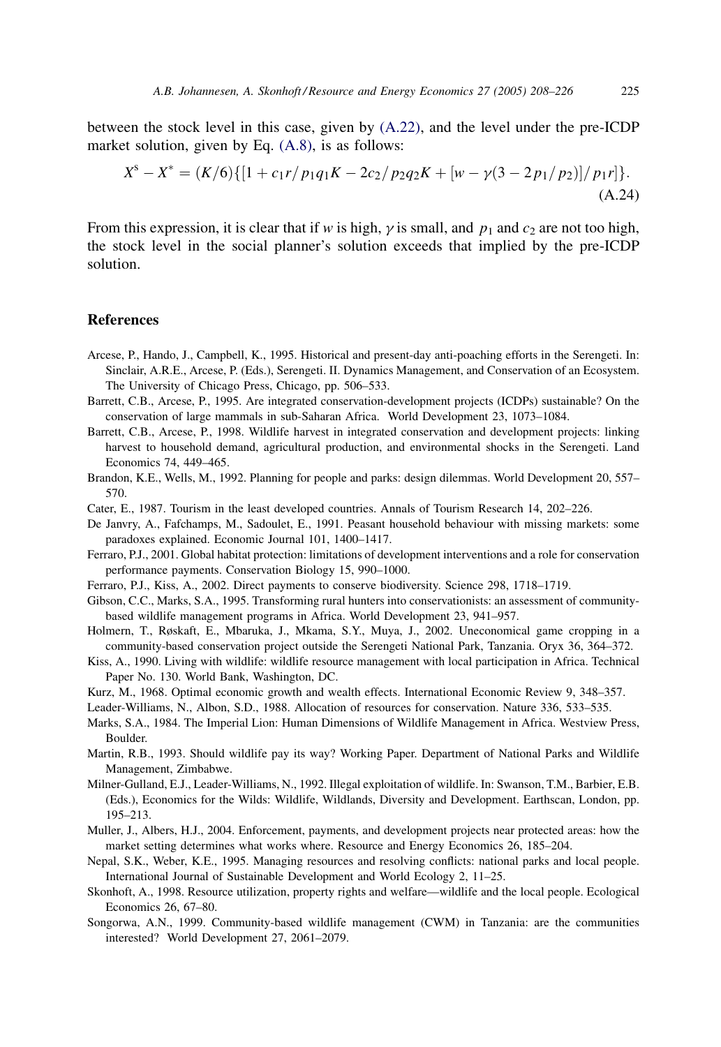between the stock level in this case, given by (A.22), and the level under the pre-ICDP market solution, given by Eq. (A.8), is as follows:

$$X^{\mathrm{S}} - X^{*} = (K/6)\{[1 + c_1 r/p_1 q_1 K - 2c_2/p_2 q_2 K + [w - \gamma(3 - 2p_1/p_2)]/p_1 r]\}. \tag{A.24}$$

From this expression, it is clear that if $w$ is high, $\gamma$ is small, and $p_1$ and $c_2$ are not too high, the stock level in the social planner's solution exceeds that implied by the pre-ICDP solution.

## References

Arcese, P., Hando, J., Campbell, K., 1995. Historical and present-day anti-poaching efforts in the Serengeti. In: Sinclair, A.R.E., Arcese, P. (Eds.), Serengeti. II. Dynamics Management, and Conservation of an Ecosystem. The University of Chicago Press, Chicago, pp. 506–533.

Barrett, C.B., Arcese, P., 1995. Are integrated conservation-development projects (ICDPs) sustainable? On the conservation of large mammals in sub-Saharan Africa. World Development 23, 1073–1084.

Barrett, C.B., Arcese, P., 1998. Wildlife harvest in integrated conservation and development projects: linking harvest to household demand, agricultural production, and environmental shocks in the Serengeti. Land Economics 74, 449–465.

Brandon, K.E., Wells, M., 1992. Planning for people and parks: design dilemmas. World Development 20, 557–570.

Cater, E., 1987. Tourism in the least developed countries. Annals of Tourism Research 14, 202–226.

De Janvry, A., Fafchamps, M., Sadoulet, E., 1991. Peasant household behaviour with missing markets: some paradoxes explained. Economic Journal 101, 1400–1417.

Ferraro, P.J., 2001. Global habitat protection: limitations of development interventions and a role for conservation performance payments. Conservation Biology 15, 990–1000.

Ferraro, P.J., Kiss, A., 2002. Direct payments to conserve biodiversity. Science 298, 1718–1719.

Gibson, C.C., Marks, S.A., 1995. Transforming rural hunters into conservationists: an assessment of community-based wildlife management programs in Africa. World Development 23, 941–957.

Holmern, T., Røskaft, E., Mbaruka, J., Mkama, S.Y., Muya, J., 2002. Uneconomical game cropping in a community-based conservation project outside the Serengeti National Park, Tanzania. Oryx 36, 364–372.

Kiss, A., 1990. Living with wildlife: wildlife resource management with local participation in Africa. Technical Paper No. 130. World Bank, Washington, DC.

Kurz, M., 1968. Optimal economic growth and wealth effects. International Economic Review 9, 348–357.

Leader-Williams, N., Albon, S.D., 1988. Allocation of resources for conservation. Nature 336, 533–535.

Marks, S.A., 1984. The Imperial Lion: Human Dimensions of Wildlife Management in Africa. Westview Press, Boulder.

Martin, R.B., 1993. Should wildlife pay its way? Working Paper. Department of National Parks and Wildlife Management, Zimbabwe.

Milner-Gulland, E.J., Leader-Williams, N., 1992. Illegal exploitation of wildlife. In: Swanson, T.M., Barbier, E.B. (Eds.), Economics for the Wilds: Wildlife, Wildlands, Diversity and Development. Earthscan, London, pp. 195–213.

Muller, J., Albers, H.J., 2004. Enforcement, payments, and development projects near protected areas: how the market setting determines what works where. Resource and Energy Economics 26, 185–204.

Nepal, S.K., Weber, K.E., 1995. Managing resources and resolving conflicts: national parks and local people. International Journal of Sustainable Development and World Ecology 2, 11–25.

Skonhoft, A., 1998. Resource utilization, property rights and welfare—wildlife and the local people. Ecological Economics 26, 67–80.

Songorwa, A.N., 1999. Community-based wildlife management (CWM) in Tanzania: are the communities interested? World Development 27, 2061–2079.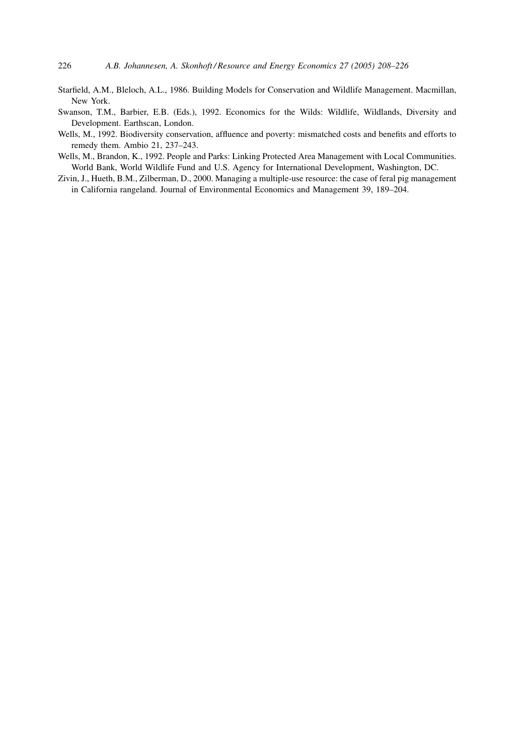Starfield, A.M., Bleloch, A.L., 1986. Building Models for Conservation and Wildlife Management. Macmillan, New York.

Swanson, T.M., Barbier, E.B. (Eds.), 1992. Economics for the Wilds: Wildlife, Wildlands, Diversity and Development. Earthscan, London.

Wells, M., 1992. Biodiversity conservation, affluence and poverty: mismatched costs and benefits and efforts to remedy them. Ambio 21, 237–243.

Wells, M., Brandon, K., 1992. People and Parks: Linking Protected Area Management with Local Communities. World Bank, World Wildlife Fund and U.S. Agency for International Development, Washington, DC.

Zivin, J., Hueth, B.M., Zilberman, D., 2000. Managing a multiple-use resource: the case of feral pig management in California rangeland. Journal of Environmental Economics and Management 39, 189–204.